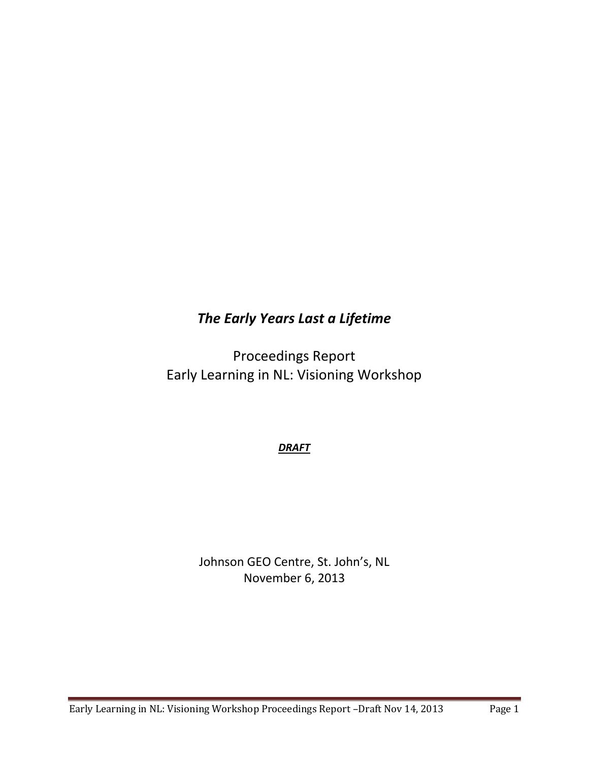# *The Early Years Last a Lifetime*

## Proceedings Report
## Early Learning in NL: Visioning Workshop

***DRAFT***

Johnson GEO Centre, St. John's, NL
November 6, 2013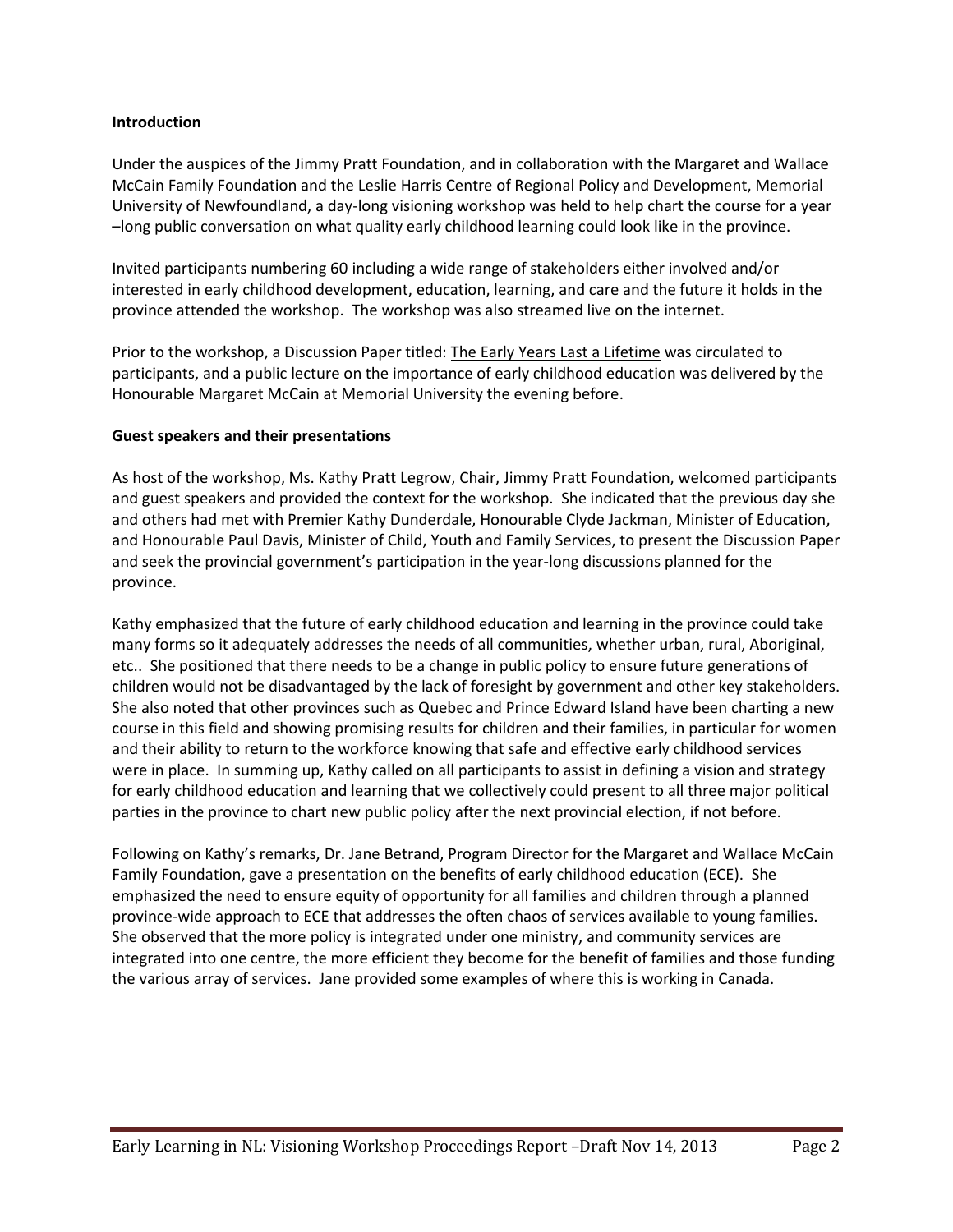**Introduction**

Under the auspices of the Jimmy Pratt Foundation, and in collaboration with the Margaret and Wallace McCain Family Foundation and the Leslie Harris Centre of Regional Policy and Development, Memorial University of Newfoundland, a day-long visioning workshop was held to help chart the course for a year –long public conversation on what quality early childhood learning could look like in the province.

Invited participants numbering 60 including a wide range of stakeholders either involved and/or interested in early childhood development, education, learning, and care and the future it holds in the province attended the workshop. The workshop was also streamed live on the internet.

Prior to the workshop, a Discussion Paper titled: The Early Years Last a Lifetime was circulated to participants, and a public lecture on the importance of early childhood education was delivered by the Honourable Margaret McCain at Memorial University the evening before.

**Guest speakers and their presentations**

As host of the workshop, Ms. Kathy Pratt Legrow, Chair, Jimmy Pratt Foundation, welcomed participants and guest speakers and provided the context for the workshop. She indicated that the previous day she and others had met with Premier Kathy Dunderdale, Honourable Clyde Jackman, Minister of Education, and Honourable Paul Davis, Minister of Child, Youth and Family Services, to present the Discussion Paper and seek the provincial government's participation in the year-long discussions planned for the province.

Kathy emphasized that the future of early childhood education and learning in the province could take many forms so it adequately addresses the needs of all communities, whether urban, rural, Aboriginal, etc.. She positioned that there needs to be a change in public policy to ensure future generations of children would not be disadvantaged by the lack of foresight by government and other key stakeholders. She also noted that other provinces such as Quebec and Prince Edward Island have been charting a new course in this field and showing promising results for children and their families, in particular for women and their ability to return to the workforce knowing that safe and effective early childhood services were in place. In summing up, Kathy called on all participants to assist in defining a vision and strategy for early childhood education and learning that we collectively could present to all three major political parties in the province to chart new public policy after the next provincial election, if not before.

Following on Kathy's remarks, Dr. Jane Betrand, Program Director for the Margaret and Wallace McCain Family Foundation, gave a presentation on the benefits of early childhood education (ECE). She emphasized the need to ensure equity of opportunity for all families and children through a planned province-wide approach to ECE that addresses the often chaos of services available to young families. She observed that the more policy is integrated under one ministry, and community services are integrated into one centre, the more efficient they become for the benefit of families and those funding the various array of services. Jane provided some examples of where this is working in Canada.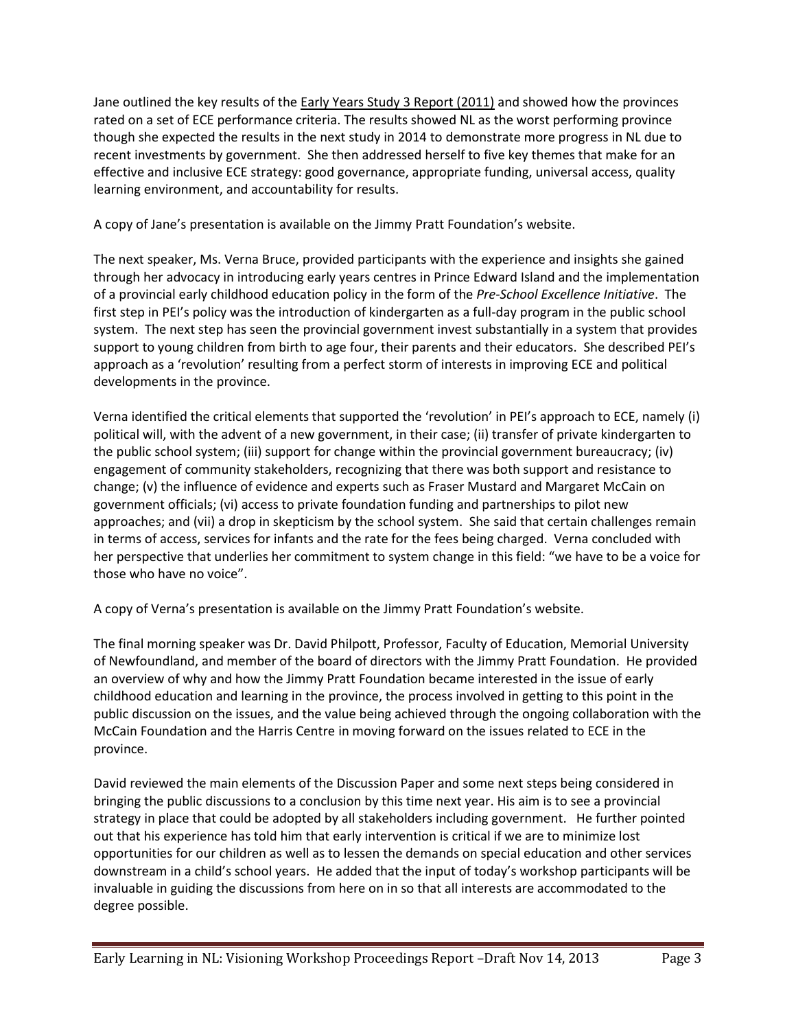Jane outlined the key results of the Early Years Study 3 Report (2011) and showed how the provinces rated on a set of ECE performance criteria. The results showed NL as the worst performing province though she expected the results in the next study in 2014 to demonstrate more progress in NL due to recent investments by government. She then addressed herself to five key themes that make for an effective and inclusive ECE strategy: good governance, appropriate funding, universal access, quality learning environment, and accountability for results.

A copy of Jane's presentation is available on the Jimmy Pratt Foundation's website.

The next speaker, Ms. Verna Bruce, provided participants with the experience and insights she gained through her advocacy in introducing early years centres in Prince Edward Island and the implementation of a provincial early childhood education policy in the form of the *Pre-School Excellence Initiative*. The first step in PEI's policy was the introduction of kindergarten as a full-day program in the public school system. The next step has seen the provincial government invest substantially in a system that provides support to young children from birth to age four, their parents and their educators. She described PEI's approach as a 'revolution' resulting from a perfect storm of interests in improving ECE and political developments in the province.

Verna identified the critical elements that supported the 'revolution' in PEI's approach to ECE, namely (i) political will, with the advent of a new government, in their case; (ii) transfer of private kindergarten to the public school system; (iii) support for change within the provincial government bureaucracy; (iv) engagement of community stakeholders, recognizing that there was both support and resistance to change; (v) the influence of evidence and experts such as Fraser Mustard and Margaret McCain on government officials; (vi) access to private foundation funding and partnerships to pilot new approaches; and (vii) a drop in skepticism by the school system. She said that certain challenges remain in terms of access, services for infants and the rate for the fees being charged. Verna concluded with her perspective that underlies her commitment to system change in this field: "we have to be a voice for those who have no voice".

A copy of Verna's presentation is available on the Jimmy Pratt Foundation's website.

The final morning speaker was Dr. David Philpott, Professor, Faculty of Education, Memorial University of Newfoundland, and member of the board of directors with the Jimmy Pratt Foundation. He provided an overview of why and how the Jimmy Pratt Foundation became interested in the issue of early childhood education and learning in the province, the process involved in getting to this point in the public discussion on the issues, and the value being achieved through the ongoing collaboration with the McCain Foundation and the Harris Centre in moving forward on the issues related to ECE in the province.

David reviewed the main elements of the Discussion Paper and some next steps being considered in bringing the public discussions to a conclusion by this time next year. His aim is to see a provincial strategy in place that could be adopted by all stakeholders including government. He further pointed out that his experience has told him that early intervention is critical if we are to minimize lost opportunities for our children as well as to lessen the demands on special education and other services downstream in a child's school years. He added that the input of today's workshop participants will be invaluable in guiding the discussions from here on in so that all interests are accommodated to the degree possible.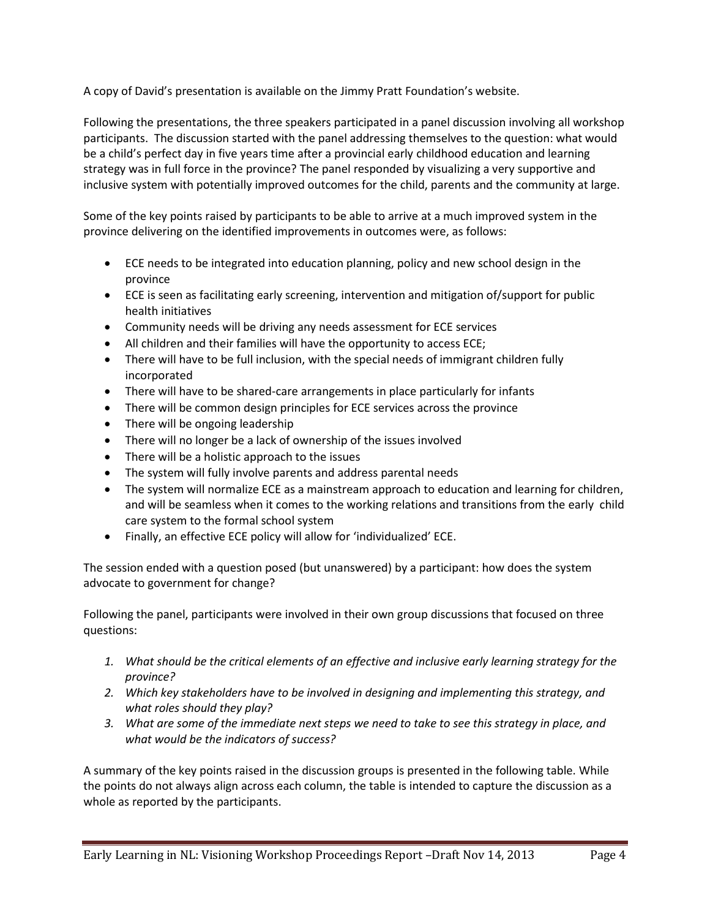A copy of David's presentation is available on the Jimmy Pratt Foundation's website.

Following the presentations, the three speakers participated in a panel discussion involving all workshop participants. The discussion started with the panel addressing themselves to the question: what would be a child's perfect day in five years time after a provincial early childhood education and learning strategy was in full force in the province? The panel responded by visualizing a very supportive and inclusive system with potentially improved outcomes for the child, parents and the community at large.

Some of the key points raised by participants to be able to arrive at a much improved system in the province delivering on the identified improvements in outcomes were, as follows:

- ECE needs to be integrated into education planning, policy and new school design in the province
- ECE is seen as facilitating early screening, intervention and mitigation of/support for public health initiatives
- Community needs will be driving any needs assessment for ECE services
- All children and their families will have the opportunity to access ECE;
- There will have to be full inclusion, with the special needs of immigrant children fully incorporated
- There will have to be shared-care arrangements in place particularly for infants
- There will be common design principles for ECE services across the province
- There will be ongoing leadership
- There will no longer be a lack of ownership of the issues involved
- There will be a holistic approach to the issues
- The system will fully involve parents and address parental needs
- The system will normalize ECE as a mainstream approach to education and learning for children, and will be seamless when it comes to the working relations and transitions from the early child care system to the formal school system
- Finally, an effective ECE policy will allow for 'individualized' ECE.

The session ended with a question posed (but unanswered) by a participant: how does the system advocate to government for change?

Following the panel, participants were involved in their own group discussions that focused on three questions:

1. *What should be the critical elements of an effective and inclusive early learning strategy for the province?*
2. *Which key stakeholders have to be involved in designing and implementing this strategy, and what roles should they play?*
3. *What are some of the immediate next steps we need to take to see this strategy in place, and what would be the indicators of success?*

A summary of the key points raised in the discussion groups is presented in the following table. While the points do not always align across each column, the table is intended to capture the discussion as a whole as reported by the participants.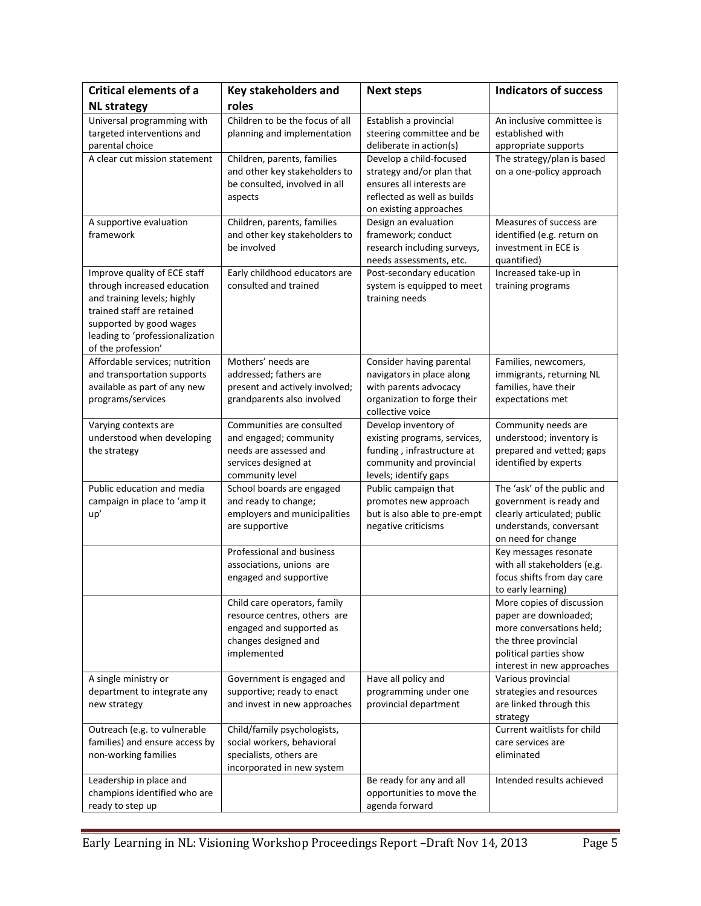| Critical elements of a NL strategy | Key stakeholders and roles | Next steps | Indicators of success |
|---|---|---|---|
| Universal programming with targeted interventions and parental choice | Children to be the focus of all planning and implementation | Establish a provincial steering committee and be deliberate in action(s) | An inclusive committee is established with appropriate supports |
| A clear cut mission statement | Children, parents, families and other key stakeholders to be consulted, involved in all aspects | Develop a child-focused strategy and/or plan that ensures all interests are reflected as well as builds on existing approaches | The strategy/plan is based on a one-policy approach |
| A supportive evaluation framework | Children, parents, families and other key stakeholders to be involved | Design an evaluation framework; conduct research including surveys, needs assessments, etc. | Measures of success are identified (e.g. return on investment in ECE is quantified) |
| Improve quality of ECE staff through increased education and training levels; highly trained staff are retained supported by good wages leading to 'professionalization of the profession' | Early childhood educators are consulted and trained | Post-secondary education system is equipped to meet training needs | Increased take-up in training programs |
| Affordable services; nutrition and transportation supports available as part of any new programs/services | Mothers' needs are addressed; fathers are present and actively involved; grandparents also involved | Consider having parental navigators in place along with parents advocacy organization to forge their collective voice | Families, newcomers, immigrants, returning NL families, have their expectations met |
| Varying contexts are understood when developing the strategy | Communities are consulted and engaged; community needs are assessed and services designed at community level | Develop inventory of existing programs, services, funding , infrastructure at community and provincial levels; identify gaps | Community needs are understood; inventory is prepared and vetted; gaps identified by experts |
| Public education and media campaign in place to 'amp it up' | School boards are engaged and ready to change; employers and municipalities are supportive | Public campaign that promotes new approach but is also able to pre-empt negative criticisms | The 'ask' of the public and government is ready and clearly articulated; public understands, conversant on need for change |
| | Professional and business associations, unions are engaged and supportive | | Key messages resonate with all stakeholders (e.g. focus shifts from day care to early learning) |
| | Child care operators, family resource centres, others are engaged and supported as changes designed and implemented | | More copies of discussion paper are downloaded; more conversations held; the three provincial political parties show interest in new approaches |
| A single ministry or department to integrate any new strategy | Government is engaged and supportive; ready to enact and invest in new approaches | Have all policy and programming under one provincial department | Various provincial strategies and resources are linked through this strategy |
| Outreach (e.g. to vulnerable families) and ensure access by non-working families | Child/family psychologists, social workers, behavioral specialists, others are incorporated in new system | | Current waitlists for child care services are eliminated |
| Leadership in place and champions identified who are ready to step up | | Be ready for any and all opportunities to move the agenda forward | Intended results achieved |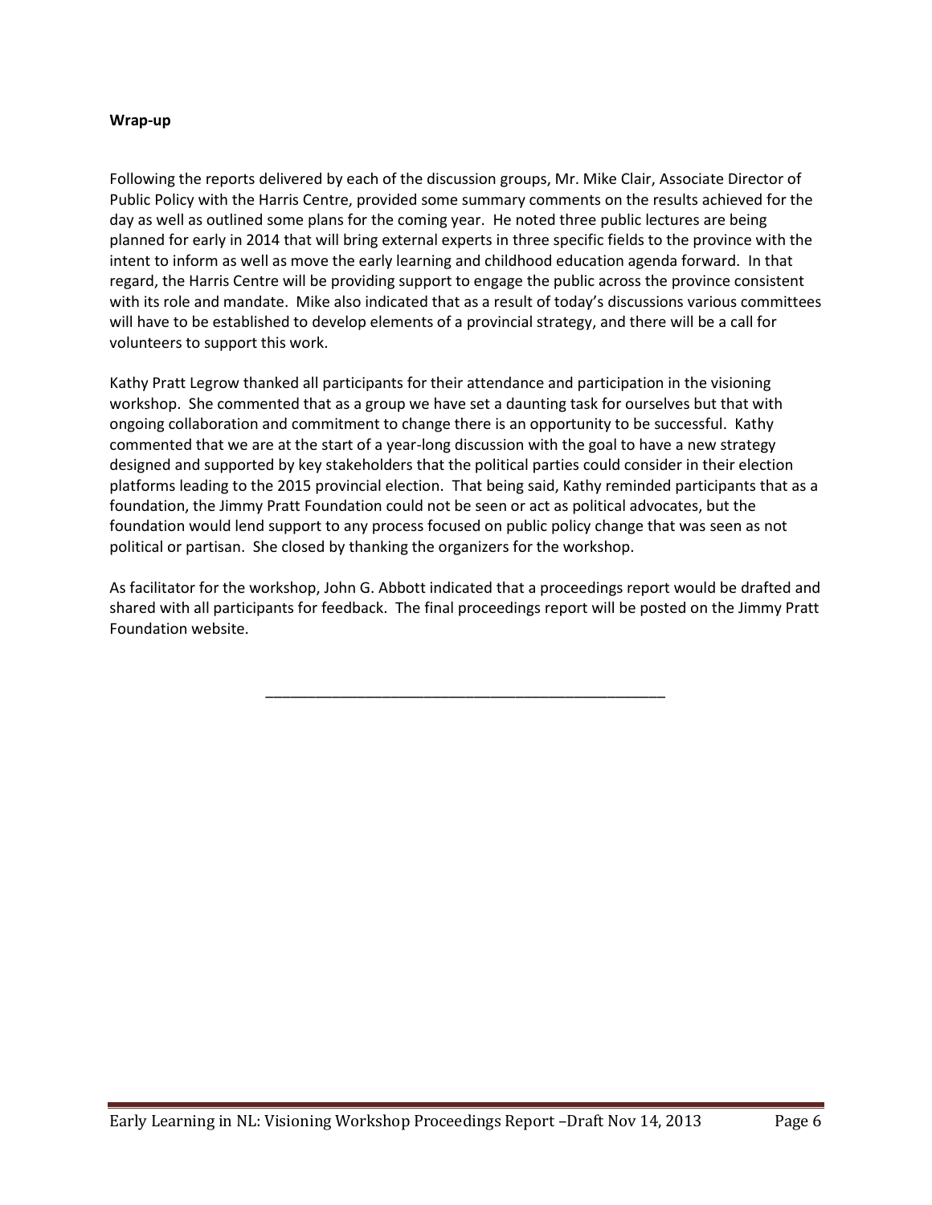**Wrap-up**

Following the reports delivered by each of the discussion groups, Mr. Mike Clair, Associate Director of Public Policy with the Harris Centre, provided some summary comments on the results achieved for the day as well as outlined some plans for the coming year. He noted three public lectures are being planned for early in 2014 that will bring external experts in three specific fields to the province with the intent to inform as well as move the early learning and childhood education agenda forward. In that regard, the Harris Centre will be providing support to engage the public across the province consistent with its role and mandate. Mike also indicated that as a result of today's discussions various committees will have to be established to develop elements of a provincial strategy, and there will be a call for volunteers to support this work.

Kathy Pratt Legrow thanked all participants for their attendance and participation in the visioning workshop. She commented that as a group we have set a daunting task for ourselves but that with ongoing collaboration and commitment to change there is an opportunity to be successful. Kathy commented that we are at the start of a year-long discussion with the goal to have a new strategy designed and supported by key stakeholders that the political parties could consider in their election platforms leading to the 2015 provincial election. That being said, Kathy reminded participants that as a foundation, the Jimmy Pratt Foundation could not be seen or act as political advocates, but the foundation would lend support to any process focused on public policy change that was seen as not political or partisan. She closed by thanking the organizers for the workshop.

As facilitator for the workshop, John G. Abbott indicated that a proceedings report would be drafted and shared with all participants for feedback. The final proceedings report will be posted on the Jimmy Pratt Foundation website.

---